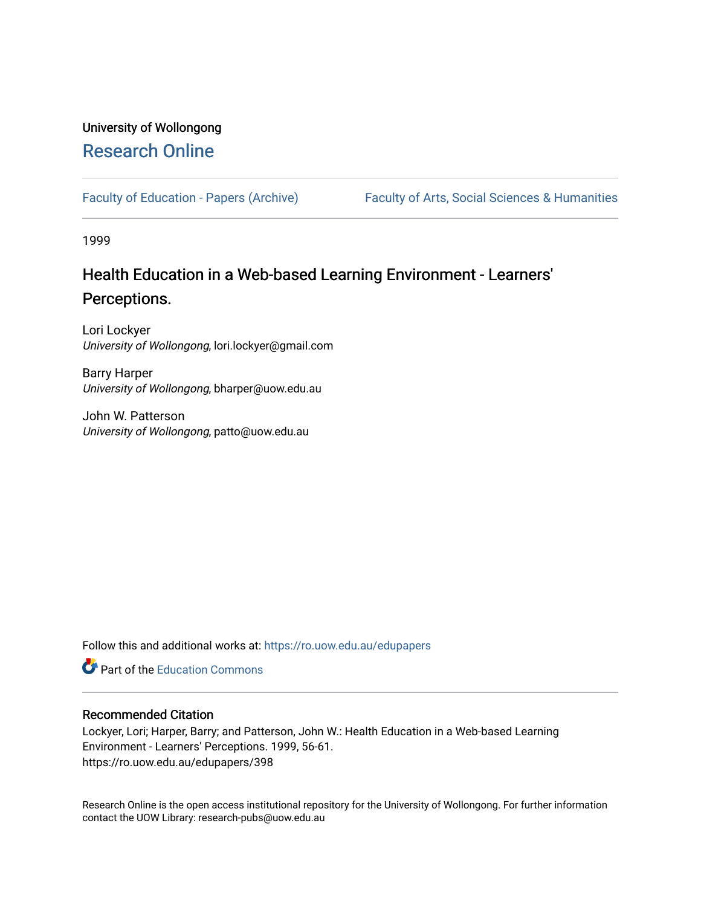University of Wollongong

# Research Online

Faculty of Education - Papers (Archive)

Faculty of Arts, Social Sciences & Humanities

1999

## Health Education in a Web-based Learning Environment - Learners' Perceptions.

Lori Lockyer
*University of Wollongong*, lori.lockyer@gmail.com

Barry Harper
*University of Wollongong*, bharper@uow.edu.au

John W. Patterson
*University of Wollongong*, patto@uow.edu.au

Follow this and additional works at: https://ro.uow.edu.au/edupapers

Part of the Education Commons

### Recommended Citation

Lockyer, Lori; Harper, Barry; and Patterson, John W.: Health Education in a Web-based Learning Environment - Learners' Perceptions. 1999, 56-61.
https://ro.uow.edu.au/edupapers/398

Research Online is the open access institutional repository for the University of Wollongong. For further information contact the UOW Library: research-pubs@uow.edu.au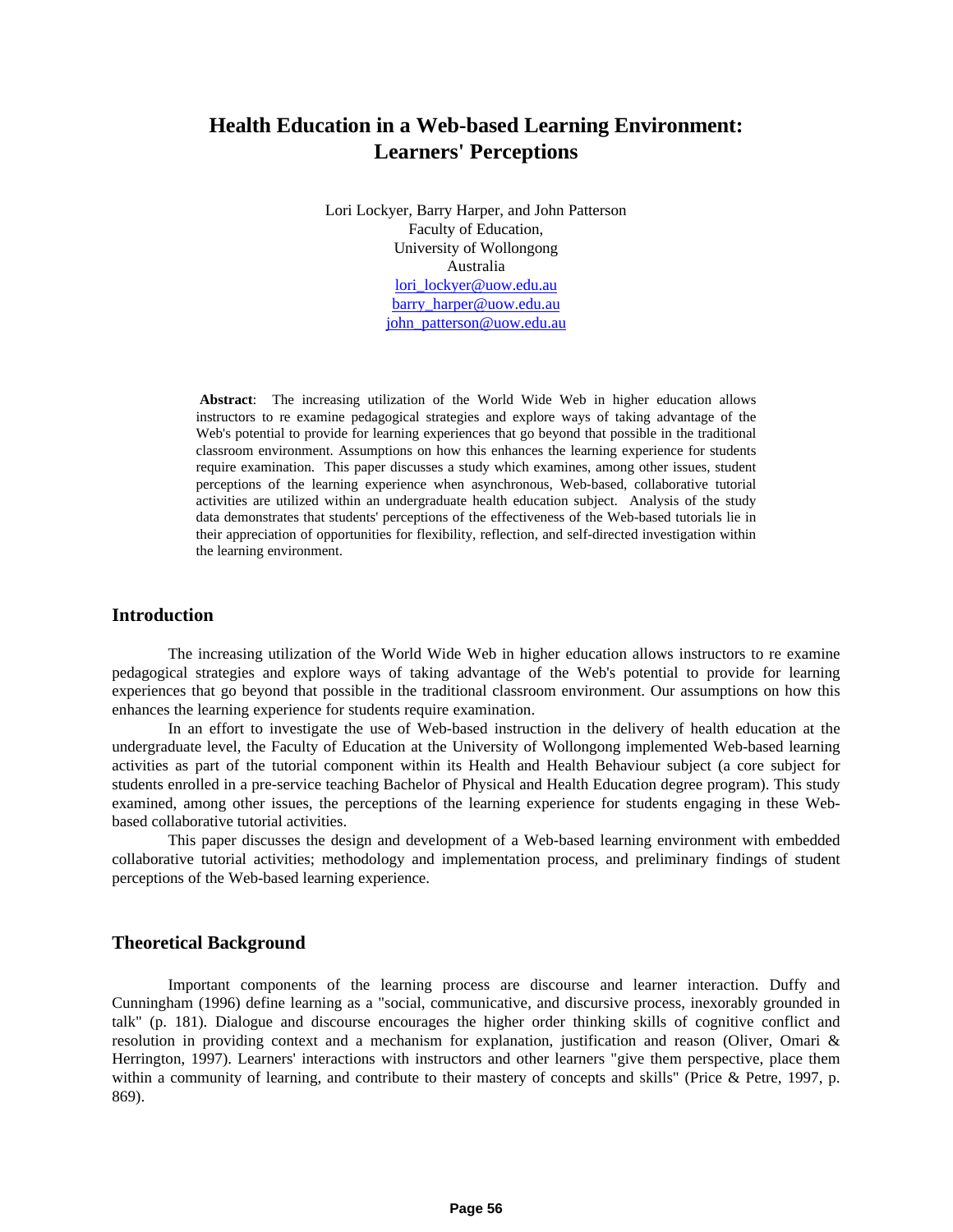# Health Education in a Web-based Learning Environment: Learners' Perceptions

Lori Lockyer, Barry Harper, and John Patterson
Faculty of Education,
University of Wollongong
Australia
lori_lockyer@uow.edu.au
barry_harper@uow.edu.au
john_patterson@uow.edu.au

**Abstract**: The increasing utilization of the World Wide Web in higher education allows instructors to re examine pedagogical strategies and explore ways of taking advantage of the Web's potential to provide for learning experiences that go beyond that possible in the traditional classroom environment. Assumptions on how this enhances the learning experience for students require examination. This paper discusses a study which examines, among other issues, student perceptions of the learning experience when asynchronous, Web-based, collaborative tutorial activities are utilized within an undergraduate health education subject. Analysis of the study data demonstrates that students' perceptions of the effectiveness of the Web-based tutorials lie in their appreciation of opportunities for flexibility, reflection, and self-directed investigation within the learning environment.

## Introduction

The increasing utilization of the World Wide Web in higher education allows instructors to re examine pedagogical strategies and explore ways of taking advantage of the Web's potential to provide for learning experiences that go beyond that possible in the traditional classroom environment. Our assumptions on how this enhances the learning experience for students require examination.

In an effort to investigate the use of Web-based instruction in the delivery of health education at the undergraduate level, the Faculty of Education at the University of Wollongong implemented Web-based learning activities as part of the tutorial component within its Health and Health Behaviour subject (a core subject for students enrolled in a pre-service teaching Bachelor of Physical and Health Education degree program). This study examined, among other issues, the perceptions of the learning experience for students engaging in these Web-based collaborative tutorial activities.

This paper discusses the design and development of a Web-based learning environment with embedded collaborative tutorial activities; methodology and implementation process, and preliminary findings of student perceptions of the Web-based learning experience.

## Theoretical Background

Important components of the learning process are discourse and learner interaction. Duffy and Cunningham (1996) define learning as a "social, communicative, and discursive process, inexorably grounded in talk" (p. 181). Dialogue and discourse encourages the higher order thinking skills of cognitive conflict and resolution in providing context and a mechanism for explanation, justification and reason (Oliver, Omari & Herrington, 1997). Learners' interactions with instructors and other learners "give them perspective, place them within a community of learning, and contribute to their mastery of concepts and skills" (Price & Petre, 1997, p. 869).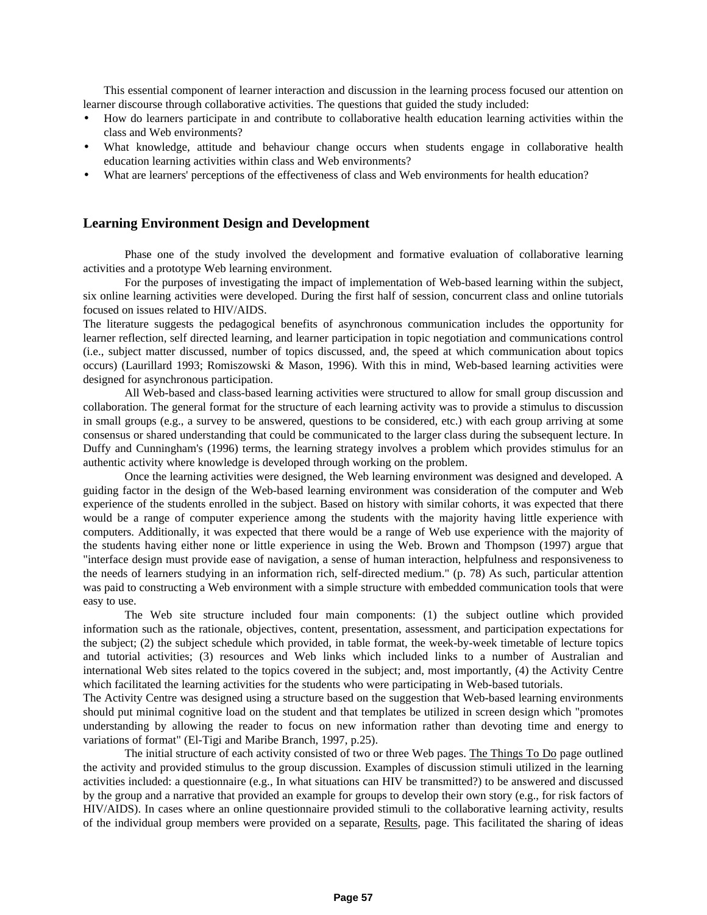This essential component of learner interaction and discussion in the learning process focused our attention on learner discourse through collaborative activities. The questions that guided the study included:

- How do learners participate in and contribute to collaborative health education learning activities within the class and Web environments?
- What knowledge, attitude and behaviour change occurs when students engage in collaborative health education learning activities within class and Web environments?
- What are learners' perceptions of the effectiveness of class and Web environments for health education?

## Learning Environment Design and Development

Phase one of the study involved the development and formative evaluation of collaborative learning activities and a prototype Web learning environment.

For the purposes of investigating the impact of implementation of Web-based learning within the subject, six online learning activities were developed. During the first half of session, concurrent class and online tutorials focused on issues related to HIV/AIDS.

The literature suggests the pedagogical benefits of asynchronous communication includes the opportunity for learner reflection, self directed learning, and learner participation in topic negotiation and communications control (i.e., subject matter discussed, number of topics discussed, and, the speed at which communication about topics occurs) (Laurillard 1993; Romiszowski & Mason, 1996). With this in mind, Web-based learning activities were designed for asynchronous participation.

All Web-based and class-based learning activities were structured to allow for small group discussion and collaboration. The general format for the structure of each learning activity was to provide a stimulus to discussion in small groups (e.g., a survey to be answered, questions to be considered, etc.) with each group arriving at some consensus or shared understanding that could be communicated to the larger class during the subsequent lecture. In Duffy and Cunningham's (1996) terms, the learning strategy involves a problem which provides stimulus for an authentic activity where knowledge is developed through working on the problem.

Once the learning activities were designed, the Web learning environment was designed and developed. A guiding factor in the design of the Web-based learning environment was consideration of the computer and Web experience of the students enrolled in the subject. Based on history with similar cohorts, it was expected that there would be a range of computer experience among the students with the majority having little experience with computers. Additionally, it was expected that there would be a range of Web use experience with the majority of the students having either none or little experience in using the Web. Brown and Thompson (1997) argue that "interface design must provide ease of navigation, a sense of human interaction, helpfulness and responsiveness to the needs of learners studying in an information rich, self-directed medium." (p. 78) As such, particular attention was paid to constructing a Web environment with a simple structure with embedded communication tools that were easy to use.

The Web site structure included four main components: (1) the subject outline which provided information such as the rationale, objectives, content, presentation, assessment, and participation expectations for the subject; (2) the subject schedule which provided, in table format, the week-by-week timetable of lecture topics and tutorial activities; (3) resources and Web links which included links to a number of Australian and international Web sites related to the topics covered in the subject; and, most importantly, (4) the Activity Centre which facilitated the learning activities for the students who were participating in Web-based tutorials.

The Activity Centre was designed using a structure based on the suggestion that Web-based learning environments should put minimal cognitive load on the student and that templates be utilized in screen design which "promotes understanding by allowing the reader to focus on new information rather than devoting time and energy to variations of format" (El-Tigi and Maribe Branch, 1997, p.25).

The initial structure of each activity consisted of two or three Web pages. The Things To Do page outlined the activity and provided stimulus to the group discussion. Examples of discussion stimuli utilized in the learning activities included: a questionnaire (e.g., In what situations can HIV be transmitted?) to be answered and discussed by the group and a narrative that provided an example for groups to develop their own story (e.g., for risk factors of HIV/AIDS). In cases where an online questionnaire provided stimuli to the collaborative learning activity, results of the individual group members were provided on a separate, Results, page. This facilitated the sharing of ideas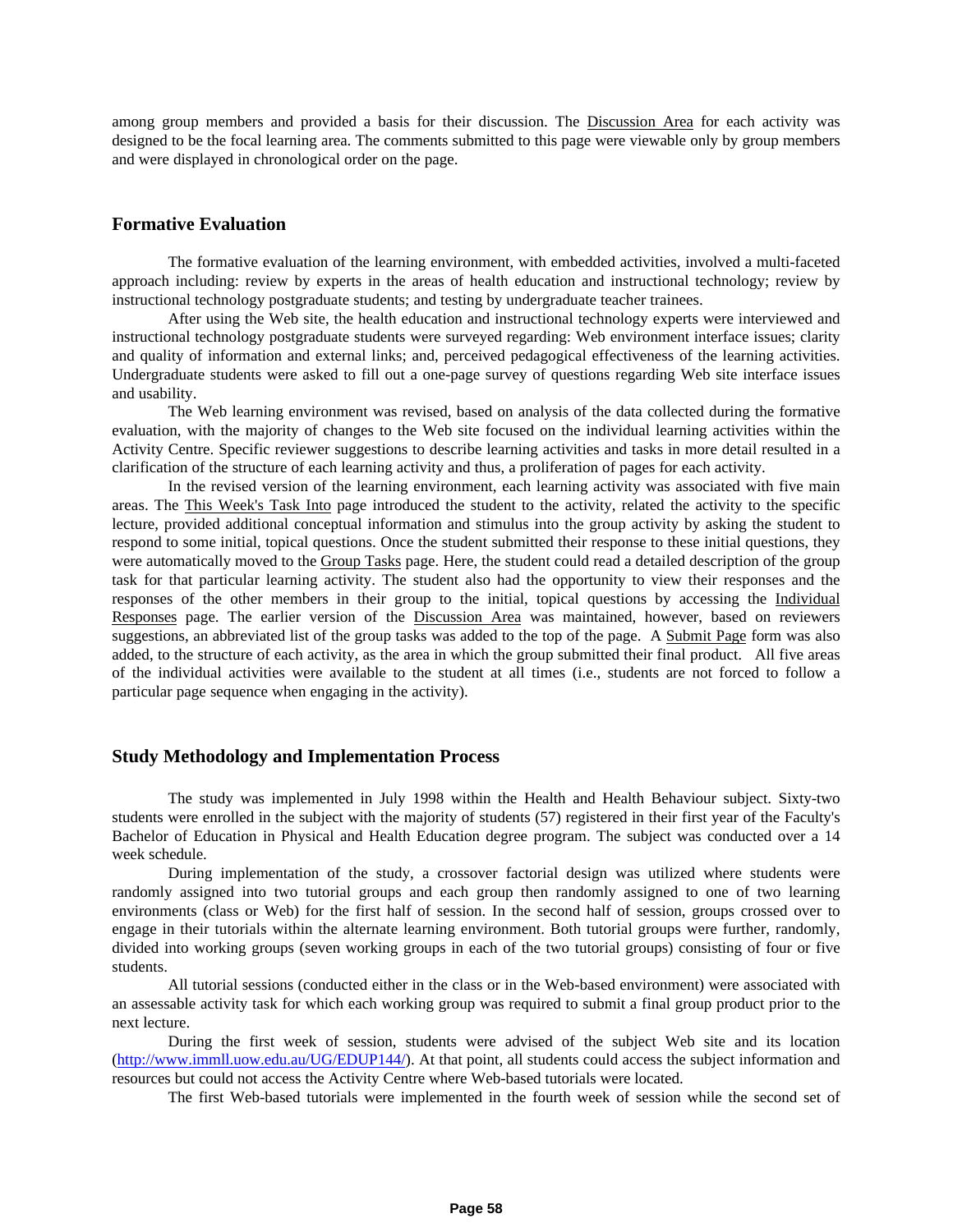among group members and provided a basis for their discussion. The Discussion Area for each activity was designed to be the focal learning area. The comments submitted to this page were viewable only by group members and were displayed in chronological order on the page.

## Formative Evaluation

The formative evaluation of the learning environment, with embedded activities, involved a multi-faceted approach including: review by experts in the areas of health education and instructional technology; review by instructional technology postgraduate students; and testing by undergraduate teacher trainees.

After using the Web site, the health education and instructional technology experts were interviewed and instructional technology postgraduate students were surveyed regarding: Web environment interface issues; clarity and quality of information and external links; and, perceived pedagogical effectiveness of the learning activities. Undergraduate students were asked to fill out a one-page survey of questions regarding Web site interface issues and usability.

The Web learning environment was revised, based on analysis of the data collected during the formative evaluation, with the majority of changes to the Web site focused on the individual learning activities within the Activity Centre. Specific reviewer suggestions to describe learning activities and tasks in more detail resulted in a clarification of the structure of each learning activity and thus, a proliferation of pages for each activity.

In the revised version of the learning environment, each learning activity was associated with five main areas. The This Week's Task Into page introduced the student to the activity, related the activity to the specific lecture, provided additional conceptual information and stimulus into the group activity by asking the student to respond to some initial, topical questions. Once the student submitted their response to these initial questions, they were automatically moved to the Group Tasks page. Here, the student could read a detailed description of the group task for that particular learning activity. The student also had the opportunity to view their responses and the responses of the other members in their group to the initial, topical questions by accessing the Individual Responses page. The earlier version of the Discussion Area was maintained, however, based on reviewers suggestions, an abbreviated list of the group tasks was added to the top of the page. A Submit Page form was also added, to the structure of each activity, as the area in which the group submitted their final product. All five areas of the individual activities were available to the student at all times (i.e., students are not forced to follow a particular page sequence when engaging in the activity).

## Study Methodology and Implementation Process

The study was implemented in July 1998 within the Health and Health Behaviour subject. Sixty-two students were enrolled in the subject with the majority of students (57) registered in their first year of the Faculty's Bachelor of Education in Physical and Health Education degree program. The subject was conducted over a 14 week schedule.

During implementation of the study, a crossover factorial design was utilized where students were randomly assigned into two tutorial groups and each group then randomly assigned to one of two learning environments (class or Web) for the first half of session. In the second half of session, groups crossed over to engage in their tutorials within the alternate learning environment. Both tutorial groups were further, randomly, divided into working groups (seven working groups in each of the two tutorial groups) consisting of four or five students.

All tutorial sessions (conducted either in the class or in the Web-based environment) were associated with an assessable activity task for which each working group was required to submit a final group product prior to the next lecture.

During the first week of session, students were advised of the subject Web site and its location (http://www.immll.uow.edu.au/UG/EDUP144/). At that point, all students could access the subject information and resources but could not access the Activity Centre where Web-based tutorials were located.

The first Web-based tutorials were implemented in the fourth week of session while the second set of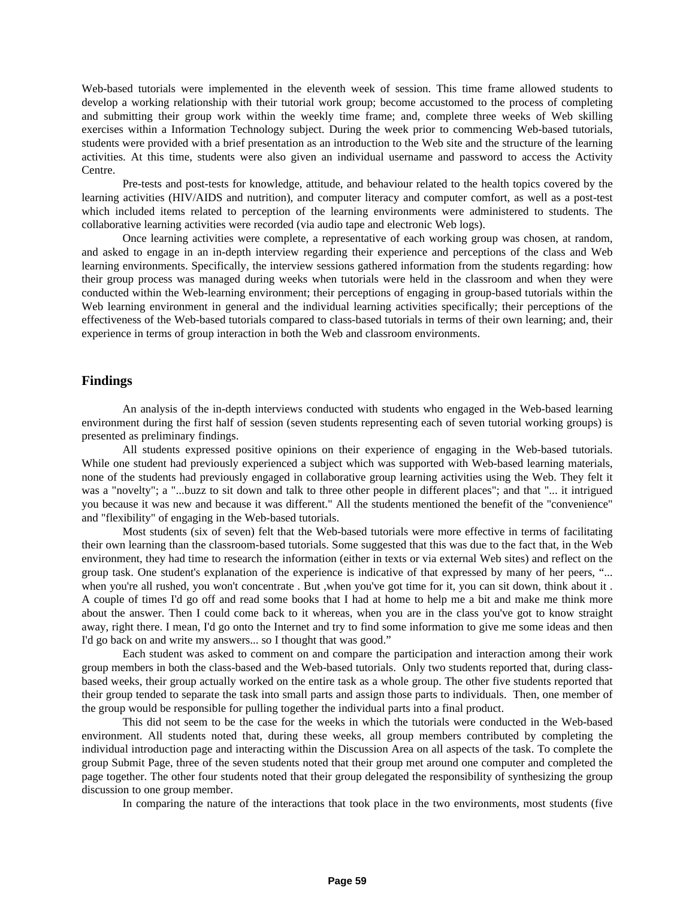Web-based tutorials were implemented in the eleventh week of session. This time frame allowed students to develop a working relationship with their tutorial work group; become accustomed to the process of completing and submitting their group work within the weekly time frame; and, complete three weeks of Web skilling exercises within a Information Technology subject. During the week prior to commencing Web-based tutorials, students were provided with a brief presentation as an introduction to the Web site and the structure of the learning activities. At this time, students were also given an individual username and password to access the Activity Centre.

Pre-tests and post-tests for knowledge, attitude, and behaviour related to the health topics covered by the learning activities (HIV/AIDS and nutrition), and computer literacy and computer comfort, as well as a post-test which included items related to perception of the learning environments were administered to students. The collaborative learning activities were recorded (via audio tape and electronic Web logs).

Once learning activities were complete, a representative of each working group was chosen, at random, and asked to engage in an in-depth interview regarding their experience and perceptions of the class and Web learning environments. Specifically, the interview sessions gathered information from the students regarding: how their group process was managed during weeks when tutorials were held in the classroom and when they were conducted within the Web-learning environment; their perceptions of engaging in group-based tutorials within the Web learning environment in general and the individual learning activities specifically; their perceptions of the effectiveness of the Web-based tutorials compared to class-based tutorials in terms of their own learning; and, their experience in terms of group interaction in both the Web and classroom environments.

## Findings

An analysis of the in-depth interviews conducted with students who engaged in the Web-based learning environment during the first half of session (seven students representing each of seven tutorial working groups) is presented as preliminary findings.

All students expressed positive opinions on their experience of engaging in the Web-based tutorials. While one student had previously experienced a subject which was supported with Web-based learning materials, none of the students had previously engaged in collaborative group learning activities using the Web. They felt it was a "novelty"; a "...buzz to sit down and talk to three other people in different places"; and that "... it intrigued you because it was new and because it was different." All the students mentioned the benefit of the "convenience" and "flexibility" of engaging in the Web-based tutorials.

Most students (six of seven) felt that the Web-based tutorials were more effective in terms of facilitating their own learning than the classroom-based tutorials. Some suggested that this was due to the fact that, in the Web environment, they had time to research the information (either in texts or via external Web sites) and reflect on the group task. One student's explanation of the experience is indicative of that expressed by many of her peers, "... when you're all rushed, you won't concentrate . But ,when you've got time for it, you can sit down, think about it . A couple of times I'd go off and read some books that I had at home to help me a bit and make me think more about the answer. Then I could come back to it whereas, when you are in the class you've got to know straight away, right there. I mean, I'd go onto the Internet and try to find some information to give me some ideas and then I'd go back on and write my answers... so I thought that was good."

Each student was asked to comment on and compare the participation and interaction among their work group members in both the class-based and the Web-based tutorials. Only two students reported that, during class-based weeks, their group actually worked on the entire task as a whole group. The other five students reported that their group tended to separate the task into small parts and assign those parts to individuals. Then, one member of the group would be responsible for pulling together the individual parts into a final product.

This did not seem to be the case for the weeks in which the tutorials were conducted in the Web-based environment. All students noted that, during these weeks, all group members contributed by completing the individual introduction page and interacting within the Discussion Area on all aspects of the task. To complete the group Submit Page, three of the seven students noted that their group met around one computer and completed the page together. The other four students noted that their group delegated the responsibility of synthesizing the group discussion to one group member.

In comparing the nature of the interactions that took place in the two environments, most students (five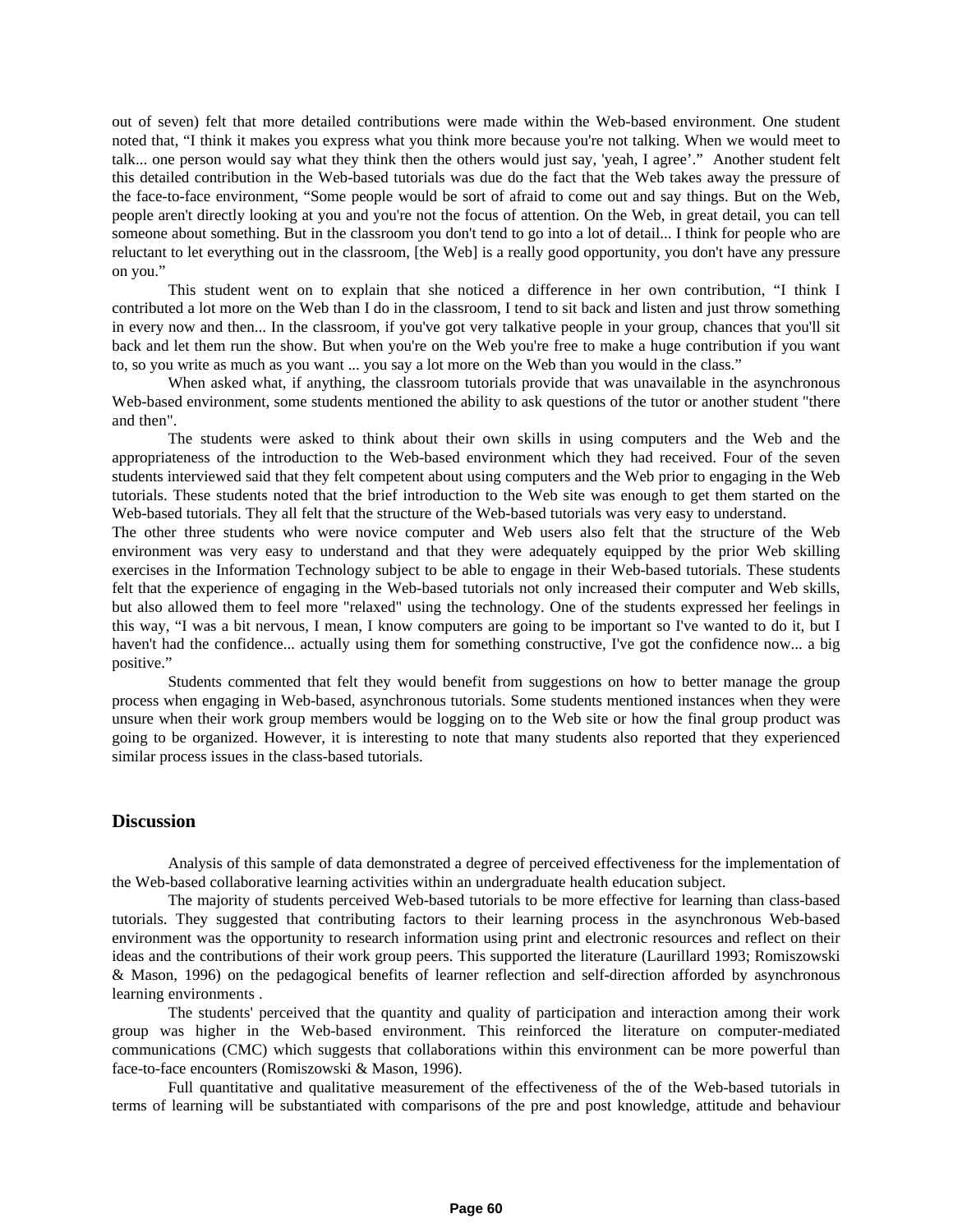out of seven) felt that more detailed contributions were made within the Web-based environment. One student noted that, "I think it makes you express what you think more because you're not talking. When we would meet to talk... one person would say what they think then the others would just say, 'yeah, I agree'." Another student felt this detailed contribution in the Web-based tutorials was due do the fact that the Web takes away the pressure of the face-to-face environment, "Some people would be sort of afraid to come out and say things. But on the Web, people aren't directly looking at you and you're not the focus of attention. On the Web, in great detail, you can tell someone about something. But in the classroom you don't tend to go into a lot of detail... I think for people who are reluctant to let everything out in the classroom, [the Web] is a really good opportunity, you don't have any pressure on you."

This student went on to explain that she noticed a difference in her own contribution, "I think I contributed a lot more on the Web than I do in the classroom, I tend to sit back and listen and just throw something in every now and then... In the classroom, if you've got very talkative people in your group, chances that you'll sit back and let them run the show. But when you're on the Web you're free to make a huge contribution if you want to, so you write as much as you want ... you say a lot more on the Web than you would in the class."

When asked what, if anything, the classroom tutorials provide that was unavailable in the asynchronous Web-based environment, some students mentioned the ability to ask questions of the tutor or another student "there and then".

The students were asked to think about their own skills in using computers and the Web and the appropriateness of the introduction to the Web-based environment which they had received. Four of the seven students interviewed said that they felt competent about using computers and the Web prior to engaging in the Web tutorials. These students noted that the brief introduction to the Web site was enough to get them started on the Web-based tutorials. They all felt that the structure of the Web-based tutorials was very easy to understand.

The other three students who were novice computer and Web users also felt that the structure of the Web environment was very easy to understand and that they were adequately equipped by the prior Web skilling exercises in the Information Technology subject to be able to engage in their Web-based tutorials. These students felt that the experience of engaging in the Web-based tutorials not only increased their computer and Web skills, but also allowed them to feel more "relaxed" using the technology. One of the students expressed her feelings in this way, "I was a bit nervous, I mean, I know computers are going to be important so I've wanted to do it, but I haven't had the confidence... actually using them for something constructive, I've got the confidence now... a big positive."

Students commented that felt they would benefit from suggestions on how to better manage the group process when engaging in Web-based, asynchronous tutorials. Some students mentioned instances when they were unsure when their work group members would be logging on to the Web site or how the final group product was going to be organized. However, it is interesting to note that many students also reported that they experienced similar process issues in the class-based tutorials.

## Discussion

Analysis of this sample of data demonstrated a degree of perceived effectiveness for the implementation of the Web-based collaborative learning activities within an undergraduate health education subject.

The majority of students perceived Web-based tutorials to be more effective for learning than class-based tutorials. They suggested that contributing factors to their learning process in the asynchronous Web-based environment was the opportunity to research information using print and electronic resources and reflect on their ideas and the contributions of their work group peers. This supported the literature (Laurillard 1993; Romiszowski & Mason, 1996) on the pedagogical benefits of learner reflection and self-direction afforded by asynchronous learning environments .

The students' perceived that the quantity and quality of participation and interaction among their work group was higher in the Web-based environment. This reinforced the literature on computer-mediated communications (CMC) which suggests that collaborations within this environment can be more powerful than face-to-face encounters (Romiszowski & Mason, 1996).

Full quantitative and qualitative measurement of the effectiveness of the of the Web-based tutorials in terms of learning will be substantiated with comparisons of the pre and post knowledge, attitude and behaviour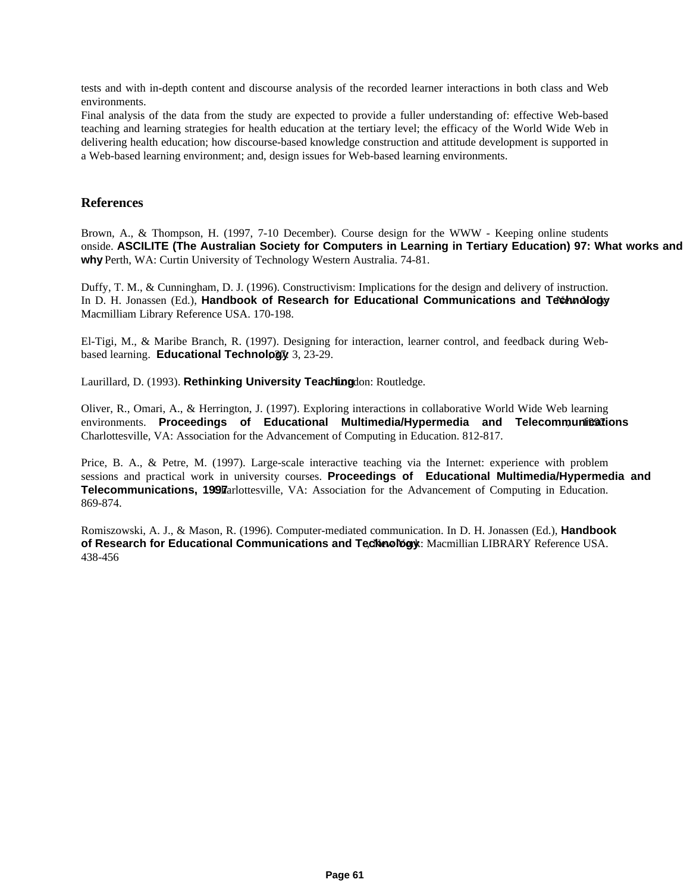tests and with in-depth content and discourse analysis of the recorded learner interactions in both class and Web environments.

Final analysis of the data from the study are expected to provide a fuller understanding of: effective Web-based teaching and learning strategies for health education at the tertiary level; the efficacy of the World Wide Web in delivering health education; how discourse-based knowledge construction and attitude development is supported in a Web-based learning environment; and, design issues for Web-based learning environments.

## References

Brown, A., & Thompson, H. (1997, 7-10 December). Course design for the WWW - Keeping online students onside. **ASCILITE (The Australian Society for Computers in Learning in Tertiary Education) 97: What works and why** Perth, WA: Curtin University of Technology Western Australia. 74-81.

Duffy, T. M., & Cunningham, D. J. (1996). Constructivism: Implications for the design and delivery of instruction. In D. H. Jonassen (Ed.), **Handbook of Research for Educational Communications and Technology**. New York: Macmilliam Library Reference USA. 170-198.

El-Tigi, M., & Maribe Branch, R. (1997). Designing for interaction, learner control, and feedback during Web-based learning. **Educational Technology**, 37, 3, 23-29.

Laurillard, D. (1993). **Rethinking University Teaching**. London: Routledge.

Oliver, R., Omari, A., & Herrington, J. (1997). Exploring interactions in collaborative World Wide Web learning environments. **Proceedings of Educational Multimedia/Hypermedia and Telecommunications**, 1997. Charlottesville, VA: Association for the Advancement of Computing in Education. 812-817.

Price, B. A., & Petre, M. (1997). Large-scale interactive teaching via the Internet: experience with problem sessions and practical work in university courses. **Proceedings of Educational Multimedia/Hypermedia and Telecommunications, 1997** Charlottesville, VA: Association for the Advancement of Computing in Education. 869-874.

Romiszowski, A. J., & Mason, R. (1996). Computer-mediated communication. In D. H. Jonassen (Ed.), **Handbook of Research for Educational Communications and Technology**, New York: Macmillian LIBRARY Reference USA. 438-456